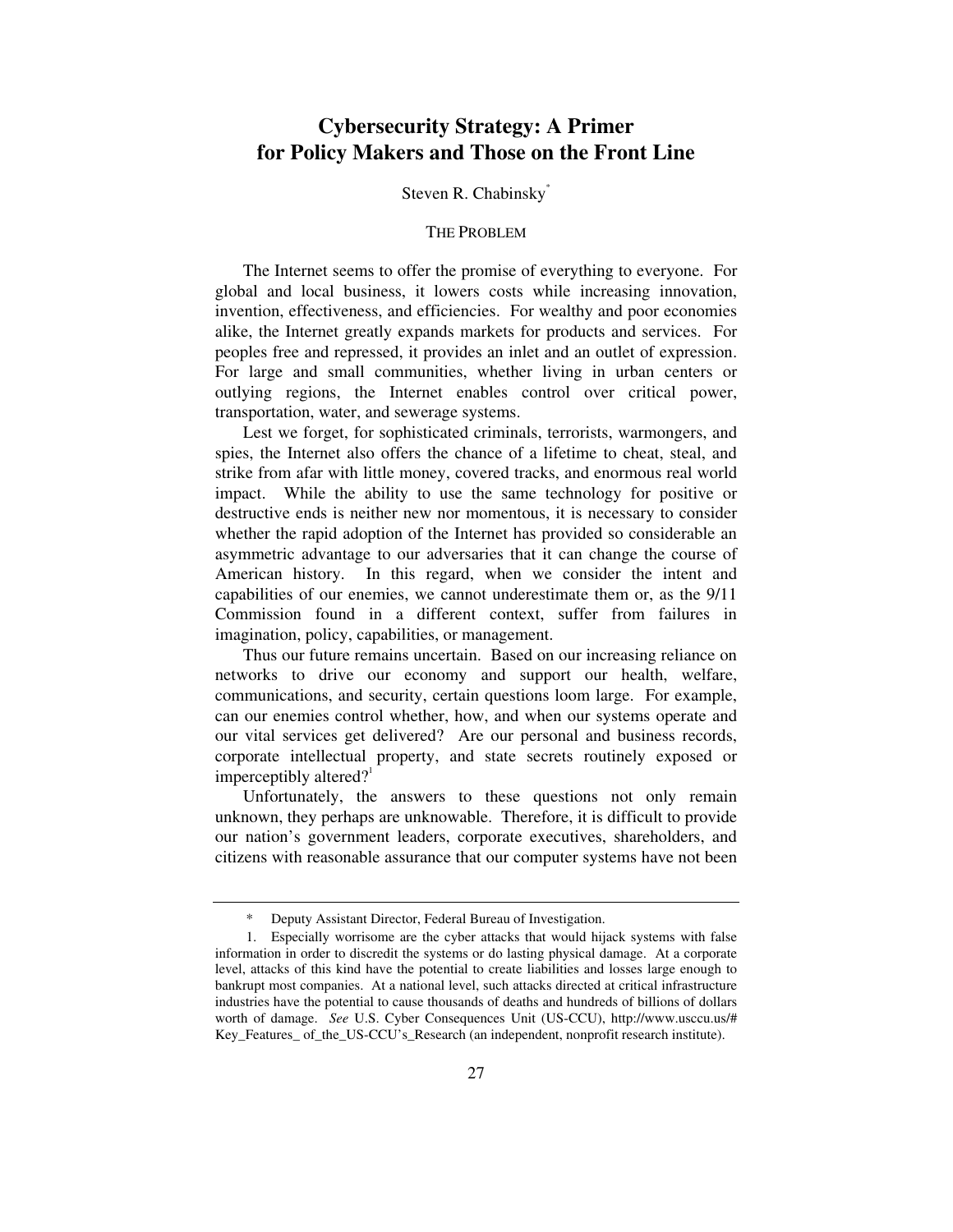# Cybersecurity Strategy: A Primer for Policy Makers and Those on the Front Line

Steven R. Chabinsky[*]

## THE PROBLEM

The Internet seems to offer the promise of everything to everyone. For global and local business, it lowers costs while increasing innovation, invention, effectiveness, and efficiencies. For wealthy and poor economies alike, the Internet greatly expands markets for products and services. For peoples free and repressed, it provides an inlet and an outlet of expression. For large and small communities, whether living in urban centers or outlying regions, the Internet enables control over critical power, transportation, water, and sewerage systems.

Lest we forget, for sophisticated criminals, terrorists, warmongers, and spies, the Internet also offers the chance of a lifetime to cheat, steal, and strike from afar with little money, covered tracks, and enormous real world impact. While the ability to use the same technology for positive or destructive ends is neither new nor momentous, it is necessary to consider whether the rapid adoption of the Internet has provided so considerable an asymmetric advantage to our adversaries that it can change the course of American history. In this regard, when we consider the intent and capabilities of our enemies, we cannot underestimate them or, as the 9/11 Commission found in a different context, suffer from failures in imagination, policy, capabilities, or management.

Thus our future remains uncertain. Based on our increasing reliance on networks to drive our economy and support our health, welfare, communications, and security, certain questions loom large. For example, can our enemies control whether, how, and when our systems operate and our vital services get delivered? Are our personal and business records, corporate intellectual property, and state secrets routinely exposed or imperceptibly altered?[1]

Unfortunately, the answers to these questions not only remain unknown, they perhaps are unknowable. Therefore, it is difficult to provide our nation's government leaders, corporate executives, shareholders, and citizens with reasonable assurance that our computer systems have not been

---

\* Deputy Assistant Director, Federal Bureau of Investigation.

1. Especially worrisome are the cyber attacks that would hijack systems with false information in order to discredit the systems or do lasting physical damage. At a corporate level, attacks of this kind have the potential to create liabilities and losses large enough to bankrupt most companies. At a national level, such attacks directed at critical infrastructure industries have the potential to cause thousands of deaths and hundreds of billions of dollars worth of damage. *See* U.S. Cyber Consequences Unit (US-CCU), http://www.usccu.us/#Key_Features_ of_the_US-CCU's_Research (an independent, nonprofit research institute).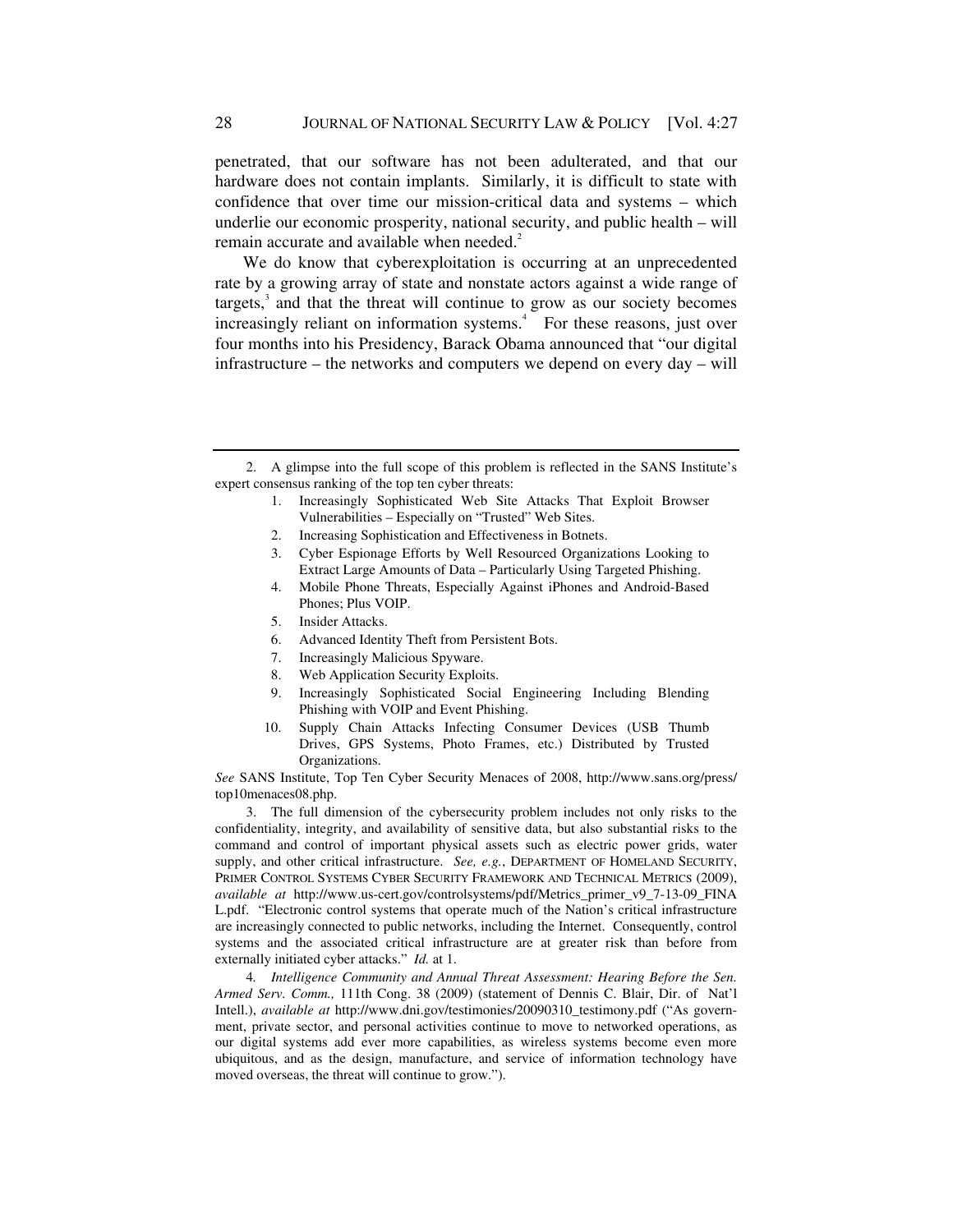penetrated, that our software has not been adulterated, and that our hardware does not contain implants. Similarly, it is difficult to state with confidence that over time our mission-critical data and systems – which underlie our economic prosperity, national security, and public health – will remain accurate and available when needed.[2]

We do know that cyberexploitation is occurring at an unprecedented rate by a growing array of state and nonstate actors against a wide range of targets,[3] and that the threat will continue to grow as our society becomes increasingly reliant on information systems.[4] For these reasons, just over four months into his Presidency, Barack Obama announced that "our digital infrastructure – the networks and computers we depend on every day – will

---

2. A glimpse into the full scope of this problem is reflected in the SANS Institute's expert consensus ranking of the top ten cyber threats:

> 1. Increasingly Sophisticated Web Site Attacks That Exploit Browser Vulnerabilities – Especially on "Trusted" Web Sites.
> 2. Increasing Sophistication and Effectiveness in Botnets.
> 3. Cyber Espionage Efforts by Well Resourced Organizations Looking to Extract Large Amounts of Data – Particularly Using Targeted Phishing.
> 4. Mobile Phone Threats, Especially Against iPhones and Android-Based Phones; Plus VOIP.
> 5. Insider Attacks.
> 6. Advanced Identity Theft from Persistent Bots.
> 7. Increasingly Malicious Spyware.
> 8. Web Application Security Exploits.
> 9. Increasingly Sophisticated Social Engineering Including Blending Phishing with VOIP and Event Phishing.
> 10. Supply Chain Attacks Infecting Consumer Devices (USB Thumb Drives, GPS Systems, Photo Frames, etc.) Distributed by Trusted Organizations.

*See* SANS Institute, Top Ten Cyber Security Menaces of 2008, http://www.sans.org/press/top10menaces08.php.

3. The full dimension of the cybersecurity problem includes not only risks to the confidentiality, integrity, and availability of sensitive data, but also substantial risks to the command and control of important physical assets such as electric power grids, water supply, and other critical infrastructure. *See, e.g.*, DEPARTMENT OF HOMELAND SECURITY, PRIMER CONTROL SYSTEMS CYBER SECURITY FRAMEWORK AND TECHNICAL METRICS (2009), *available at* http://www.us-cert.gov/controlsystems/pdf/Metrics_primer_v9_7-13-09_FINAL.pdf. "Electronic control systems that operate much of the Nation's critical infrastructure are increasingly connected to public networks, including the Internet. Consequently, control systems and the associated critical infrastructure are at greater risk than before from externally initiated cyber attacks." *Id.* at 1.

4. *Intelligence Community and Annual Threat Assessment: Hearing Before the Sen. Armed Serv. Comm.,* 111th Cong. 38 (2009) (statement of Dennis C. Blair, Dir. of Nat'l Intell.), *available at* http://www.dni.gov/testimonies/20090310_testimony.pdf ("As government, private sector, and personal activities continue to move to networked operations, as our digital systems add ever more capabilities, as wireless systems become even more ubiquitous, and as the design, manufacture, and service of information technology have moved overseas, the threat will continue to grow.").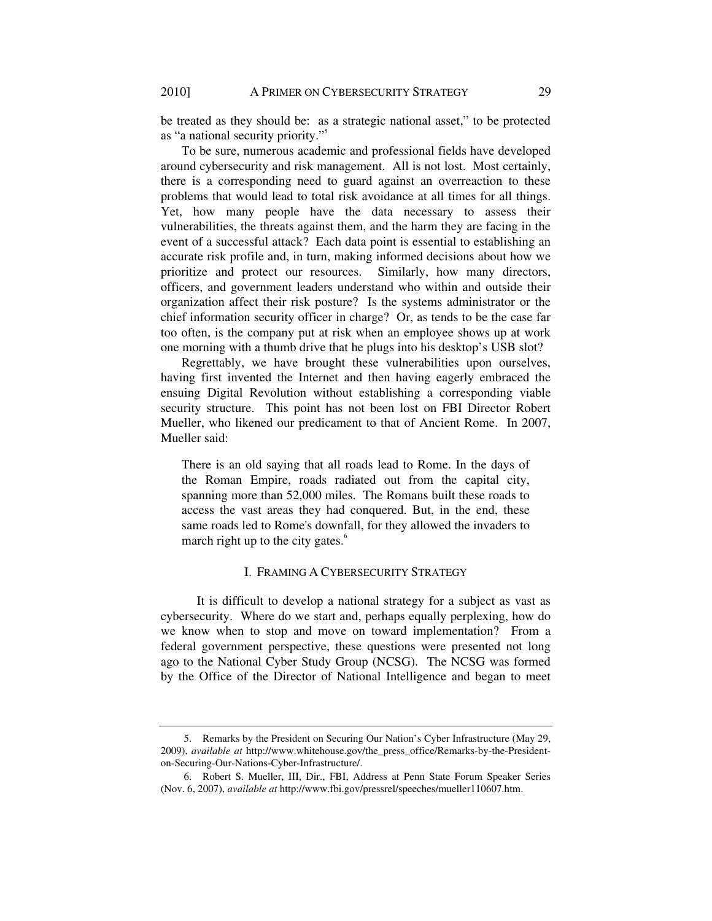be treated as they should be: as a strategic national asset," to be protected as "a national security priority."[5]

To be sure, numerous academic and professional fields have developed around cybersecurity and risk management. All is not lost. Most certainly, there is a corresponding need to guard against an overreaction to these problems that would lead to total risk avoidance at all times for all things. Yet, how many people have the data necessary to assess their vulnerabilities, the threats against them, and the harm they are facing in the event of a successful attack? Each data point is essential to establishing an accurate risk profile and, in turn, making informed decisions about how we prioritize and protect our resources. Similarly, how many directors, officers, and government leaders understand who within and outside their organization affect their risk posture? Is the systems administrator or the chief information security officer in charge? Or, as tends to be the case far too often, is the company put at risk when an employee shows up at work one morning with a thumb drive that he plugs into his desktop's USB slot?

Regrettably, we have brought these vulnerabilities upon ourselves, having first invented the Internet and then having eagerly embraced the ensuing Digital Revolution without establishing a corresponding viable security structure. This point has not been lost on FBI Director Robert Mueller, who likened our predicament to that of Ancient Rome. In 2007, Mueller said:

> There is an old saying that all roads lead to Rome. In the days of the Roman Empire, roads radiated out from the capital city, spanning more than 52,000 miles. The Romans built these roads to access the vast areas they had conquered. But, in the end, these same roads led to Rome's downfall, for they allowed the invaders to march right up to the city gates.[6]

## I. FRAMING A CYBERSECURITY STRATEGY

It is difficult to develop a national strategy for a subject as vast as cybersecurity. Where do we start and, perhaps equally perplexing, how do we know when to stop and move on toward implementation? From a federal government perspective, these questions were presented not long ago to the National Cyber Study Group (NCSG). The NCSG was formed by the Office of the Director of National Intelligence and began to meet

---

5. Remarks by the President on Securing Our Nation's Cyber Infrastructure (May 29, 2009), *available at* http://www.whitehouse.gov/the_press_office/Remarks-by-the-President-on-Securing-Our-Nations-Cyber-Infrastructure/.

6. Robert S. Mueller, III, Dir., FBI, Address at Penn State Forum Speaker Series (Nov. 6, 2007), *available at* http://www.fbi.gov/pressrel/speeches/mueller110607.htm.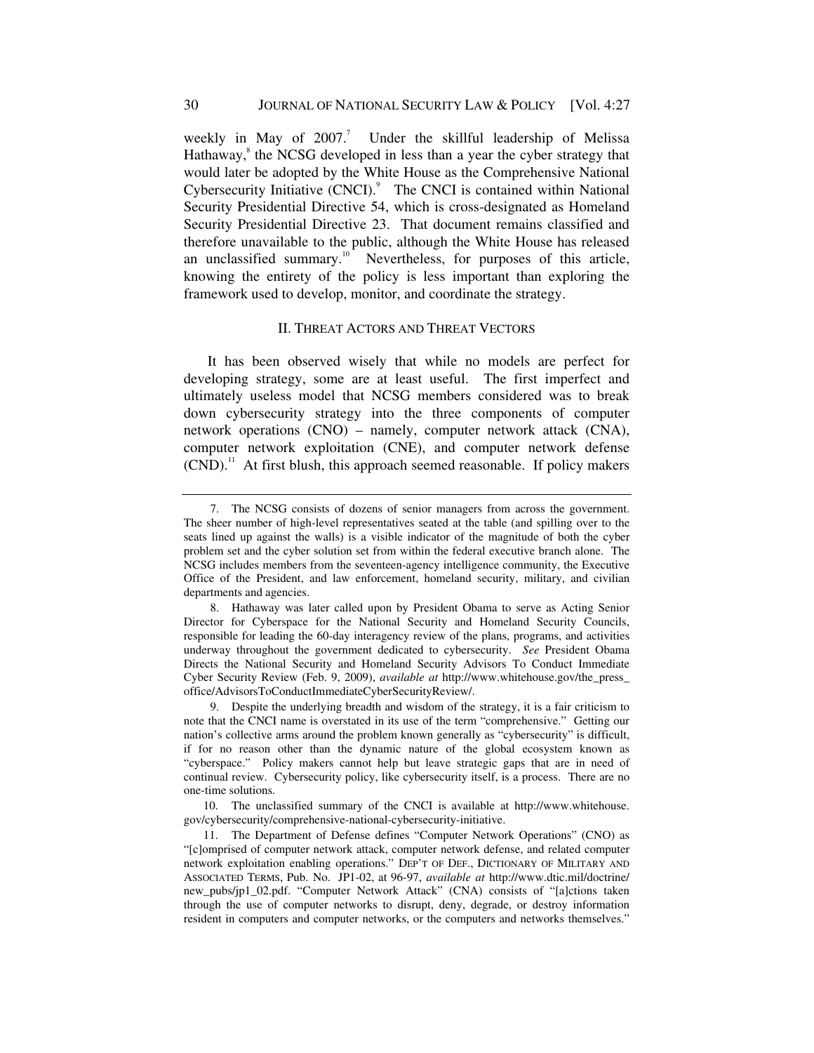weekly in May of 2007.[7] Under the skillful leadership of Melissa Hathaway,[8] the NCSG developed in less than a year the cyber strategy that would later be adopted by the White House as the Comprehensive National Cybersecurity Initiative (CNCI).[9] The CNCI is contained within National Security Presidential Directive 54, which is cross-designated as Homeland Security Presidential Directive 23. That document remains classified and therefore unavailable to the public, although the White House has released an unclassified summary.[10] Nevertheless, for purposes of this article, knowing the entirety of the policy is less important than exploring the framework used to develop, monitor, and coordinate the strategy.

## II. THREAT ACTORS AND THREAT VECTORS

It has been observed wisely that while no models are perfect for developing strategy, some are at least useful. The first imperfect and ultimately useless model that NCSG members considered was to break down cybersecurity strategy into the three components of computer network operations (CNO) – namely, computer network attack (CNA), computer network exploitation (CNE), and computer network defense (CND).[11] At first blush, this approach seemed reasonable. If policy makers

---

7. The NCSG consists of dozens of senior managers from across the government. The sheer number of high-level representatives seated at the table (and spilling over to the seats lined up against the walls) is a visible indicator of the magnitude of both the cyber problem set and the cyber solution set from within the federal executive branch alone. The NCSG includes members from the seventeen-agency intelligence community, the Executive Office of the President, and law enforcement, homeland security, military, and civilian departments and agencies.

8. Hathaway was later called upon by President Obama to serve as Acting Senior Director for Cyberspace for the National Security and Homeland Security Councils, responsible for leading the 60-day interagency review of the plans, programs, and activities underway throughout the government dedicated to cybersecurity. *See* President Obama Directs the National Security and Homeland Security Advisors To Conduct Immediate Cyber Security Review (Feb. 9, 2009), *available at* http://www.whitehouse.gov/the_press_office/AdvisorsToConductImmediateCyberSecurityReview/.

9. Despite the underlying breadth and wisdom of the strategy, it is a fair criticism to note that the CNCI name is overstated in its use of the term "comprehensive." Getting our nation's collective arms around the problem known generally as "cybersecurity" is difficult, if for no reason other than the dynamic nature of the global ecosystem known as "cyberspace." Policy makers cannot help but leave strategic gaps that are in need of continual review. Cybersecurity policy, like cybersecurity itself, is a process. There are no one-time solutions.

10. The unclassified summary of the CNCI is available at http://www.whitehouse.gov/cybersecurity/comprehensive-national-cybersecurity-initiative.

11. The Department of Defense defines "Computer Network Operations" (CNO) as "[c]omprised of computer network attack, computer network defense, and related computer network exploitation enabling operations." DEP'T OF DEF., DICTIONARY OF MILITARY AND ASSOCIATED TERMS, Pub. No. JP1-02, at 96-97, *available at* http://www.dtic.mil/doctrine/new_pubs/jp1_02.pdf. "Computer Network Attack" (CNA) consists of "[a]ctions taken through the use of computer networks to disrupt, deny, degrade, or destroy information resident in computers and computer networks, or the computers and networks themselves."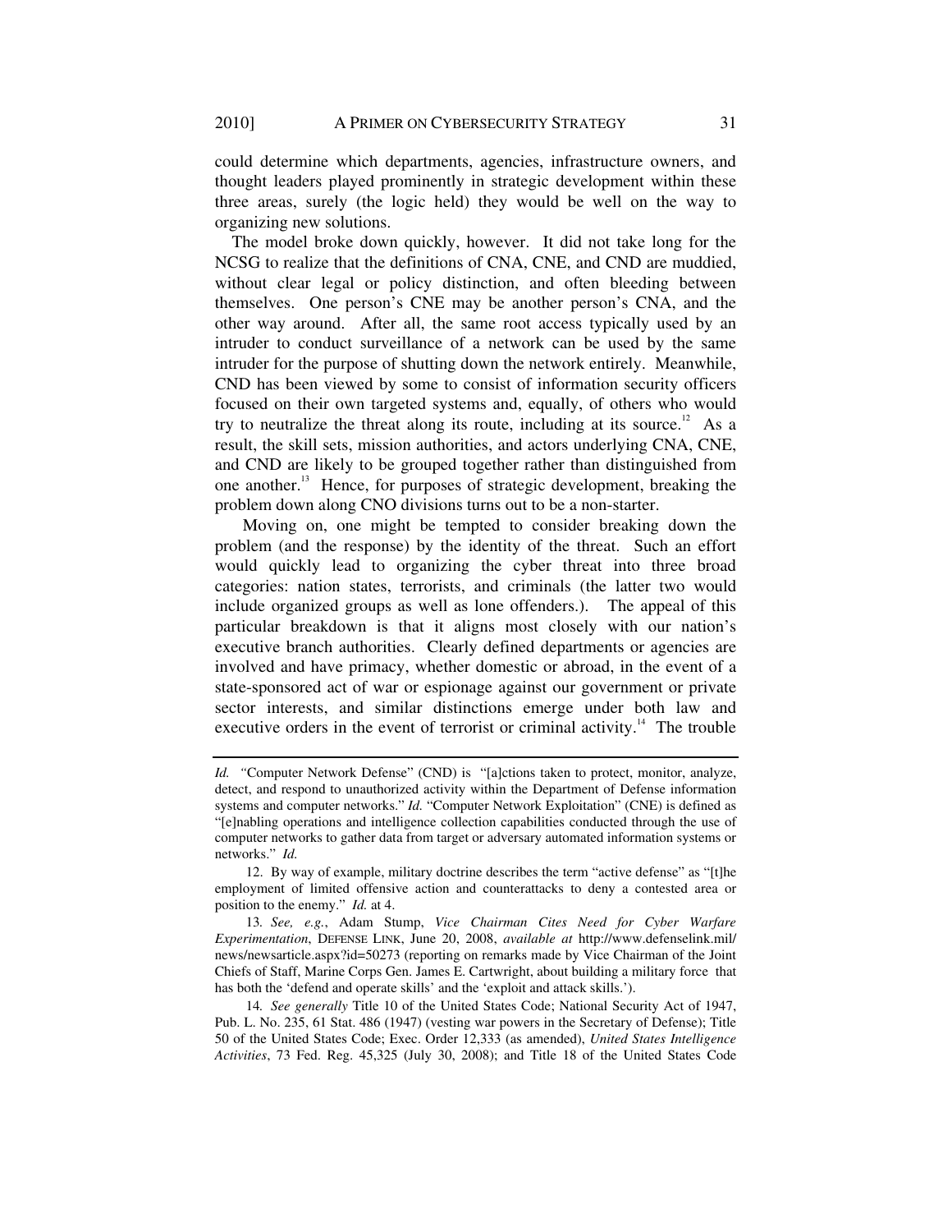could determine which departments, agencies, infrastructure owners, and thought leaders played prominently in strategic development within these three areas, surely (the logic held) they would be well on the way to organizing new solutions.

The model broke down quickly, however. It did not take long for the NCSG to realize that the definitions of CNA, CNE, and CND are muddied, without clear legal or policy distinction, and often bleeding between themselves. One person's CNE may be another person's CNA, and the other way around. After all, the same root access typically used by an intruder to conduct surveillance of a network can be used by the same intruder for the purpose of shutting down the network entirely. Meanwhile, CND has been viewed by some to consist of information security officers focused on their own targeted systems and, equally, of others who would try to neutralize the threat along its route, including at its source.[12] As a result, the skill sets, mission authorities, and actors underlying CNA, CNE, and CND are likely to be grouped together rather than distinguished from one another.[13] Hence, for purposes of strategic development, breaking the problem down along CNO divisions turns out to be a non-starter.

Moving on, one might be tempted to consider breaking down the problem (and the response) by the identity of the threat. Such an effort would quickly lead to organizing the cyber threat into three broad categories: nation states, terrorists, and criminals (the latter two would include organized groups as well as lone offenders.). The appeal of this particular breakdown is that it aligns most closely with our nation's executive branch authorities. Clearly defined departments or agencies are involved and have primacy, whether domestic or abroad, in the event of a state-sponsored act of war or espionage against our government or private sector interests, and similar distinctions emerge under both law and executive orders in the event of terrorist or criminal activity.[14] The trouble

---

*Id.* "Computer Network Defense" (CND) is "[a]ctions taken to protect, monitor, analyze, detect, and respond to unauthorized activity within the Department of Defense information systems and computer networks." *Id.* "Computer Network Exploitation" (CNE) is defined as "[e]nabling operations and intelligence collection capabilities conducted through the use of computer networks to gather data from target or adversary automated information systems or networks." *Id.*

12. By way of example, military doctrine describes the term "active defense" as "[t]he employment of limited offensive action and counterattacks to deny a contested area or position to the enemy." *Id.* at 4.

13. *See, e.g.*, Adam Stump, *Vice Chairman Cites Need for Cyber Warfare Experimentation*, DEFENSE LINK, June 20, 2008, *available at* http://www.defenselink.mil/news/newsarticle.aspx?id=50273 (reporting on remarks made by Vice Chairman of the Joint Chiefs of Staff, Marine Corps Gen. James E. Cartwright, about building a military force that has both the 'defend and operate skills' and the 'exploit and attack skills.').

14. *See generally* Title 10 of the United States Code; National Security Act of 1947, Pub. L. No. 235, 61 Stat. 486 (1947) (vesting war powers in the Secretary of Defense); Title 50 of the United States Code; Exec. Order 12,333 (as amended), *United States Intelligence Activities*, 73 Fed. Reg. 45,325 (July 30, 2008); and Title 18 of the United States Code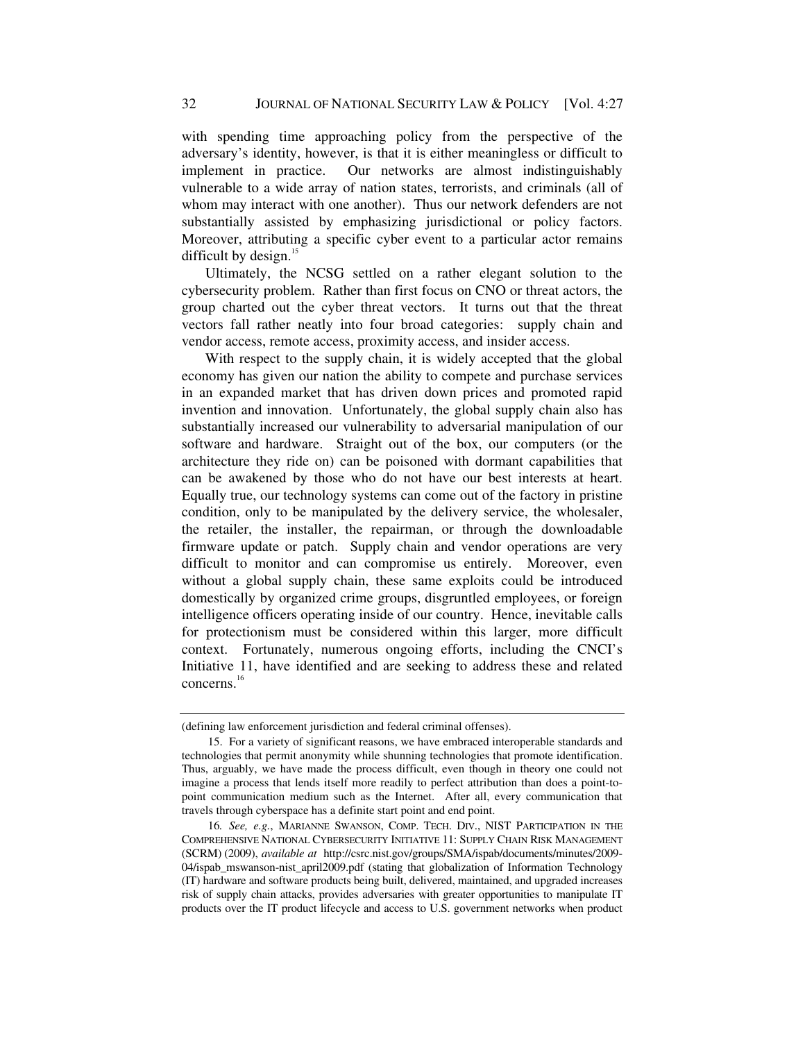with spending time approaching policy from the perspective of the adversary's identity, however, is that it is either meaningless or difficult to implement in practice. Our networks are almost indistinguishably vulnerable to a wide array of nation states, terrorists, and criminals (all of whom may interact with one another). Thus our network defenders are not substantially assisted by emphasizing jurisdictional or policy factors. Moreover, attributing a specific cyber event to a particular actor remains difficult by design.[15]

Ultimately, the NCSG settled on a rather elegant solution to the cybersecurity problem. Rather than first focus on CNO or threat actors, the group charted out the cyber threat vectors. It turns out that the threat vectors fall rather neatly into four broad categories: supply chain and vendor access, remote access, proximity access, and insider access.

With respect to the supply chain, it is widely accepted that the global economy has given our nation the ability to compete and purchase services in an expanded market that has driven down prices and promoted rapid invention and innovation. Unfortunately, the global supply chain also has substantially increased our vulnerability to adversarial manipulation of our software and hardware. Straight out of the box, our computers (or the architecture they ride on) can be poisoned with dormant capabilities that can be awakened by those who do not have our best interests at heart. Equally true, our technology systems can come out of the factory in pristine condition, only to be manipulated by the delivery service, the wholesaler, the retailer, the installer, the repairman, or through the downloadable firmware update or patch. Supply chain and vendor operations are very difficult to monitor and can compromise us entirely. Moreover, even without a global supply chain, these same exploits could be introduced domestically by organized crime groups, disgruntled employees, or foreign intelligence officers operating inside of our country. Hence, inevitable calls for protectionism must be considered within this larger, more difficult context. Fortunately, numerous ongoing efforts, including the CNCI's Initiative 11, have identified and are seeking to address these and related concerns.[16]

---

(defining law enforcement jurisdiction and federal criminal offenses).

15. For a variety of significant reasons, we have embraced interoperable standards and technologies that permit anonymity while shunning technologies that promote identification. Thus, arguably, we have made the process difficult, even though in theory one could not imagine a process that lends itself more readily to perfect attribution than does a point-to-point communication medium such as the Internet. After all, every communication that travels through cyberspace has a definite start point and end point.

16. *See, e.g.*, MARIANNE SWANSON, COMP. TECH. DIV., NIST PARTICIPATION IN THE COMPREHENSIVE NATIONAL CYBERSECURITY INITIATIVE 11: SUPPLY CHAIN RISK MANAGEMENT (SCRM) (2009), *available at* http://csrc.nist.gov/groups/SMA/ispab/documents/minutes/2009-04/ispab_mswanson-nist_april2009.pdf (stating that globalization of Information Technology (IT) hardware and software products being built, delivered, maintained, and upgraded increases risk of supply chain attacks, provides adversaries with greater opportunities to manipulate IT products over the IT product lifecycle and access to U.S. government networks when product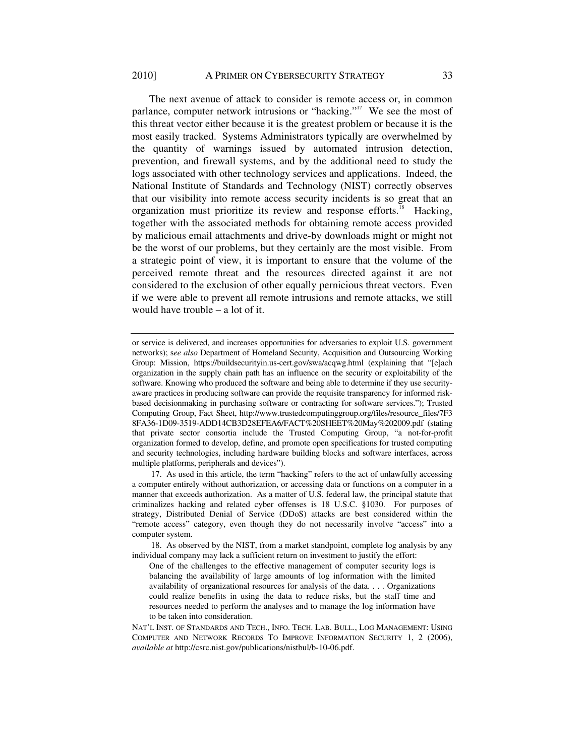The next avenue of attack to consider is remote access or, in common parlance, computer network intrusions or "hacking."[17] We see the most of this threat vector either because it is the greatest problem or because it is the most easily tracked. Systems Administrators typically are overwhelmed by the quantity of warnings issued by automated intrusion detection, prevention, and firewall systems, and by the additional need to study the logs associated with other technology services and applications. Indeed, the National Institute of Standards and Technology (NIST) correctly observes that our visibility into remote access security incidents is so great that an organization must prioritize its review and response efforts.[18] Hacking, together with the associated methods for obtaining remote access provided by malicious email attachments and drive-by downloads might or might not be the worst of our problems, but they certainly are the most visible. From a strategic point of view, it is important to ensure that the volume of the perceived remote threat and the resources directed against it are not considered to the exclusion of other equally pernicious threat vectors. Even if we were able to prevent all remote intrusions and remote attacks, we still would have trouble – a lot of it.

---

or service is delivered, and increases opportunities for adversaries to exploit U.S. government networks); s*ee also* Department of Homeland Security, Acquisition and Outsourcing Working Group: Mission, https://buildsecurityin.us-cert.gov/swa/acqwg.html (explaining that "[e]ach organization in the supply chain path has an influence on the security or exploitability of the software. Knowing who produced the software and being able to determine if they use security-aware practices in producing software can provide the requisite transparency for informed risk-based decisionmaking in purchasing software or contracting for software services."); Trusted Computing Group, Fact Sheet, http://www.trustedcomputinggroup.org/files/resource_files/7F38FA36-1D09-3519-ADD14CB3D28EFEA6/FACT%20SHEET%20May%202009.pdf (stating that private sector consortia include the Trusted Computing Group, "a not-for-profit organization formed to develop, define, and promote open specifications for trusted computing and security technologies, including hardware building blocks and software interfaces, across multiple platforms, peripherals and devices").

17. As used in this article, the term "hacking" refers to the act of unlawfully accessing a computer entirely without authorization, or accessing data or functions on a computer in a manner that exceeds authorization. As a matter of U.S. federal law, the principal statute that criminalizes hacking and related cyber offenses is 18 U.S.C. §1030. For purposes of strategy, Distributed Denial of Service (DDoS) attacks are best considered within the "remote access" category, even though they do not necessarily involve "access" into a computer system.

18. As observed by the NIST, from a market standpoint, complete log analysis by any individual company may lack a sufficient return on investment to justify the effort:

> One of the challenges to the effective management of computer security logs is balancing the availability of large amounts of log information with the limited availability of organizational resources for analysis of the data. . . . Organizations could realize benefits in using the data to reduce risks, but the staff time and resources needed to perform the analyses and to manage the log information have to be taken into consideration.

NAT'L INST. OF STANDARDS AND TECH., INFO. TECH. LAB. BULL., LOG MANAGEMENT: USING COMPUTER AND NETWORK RECORDS TO IMPROVE INFORMATION SECURITY 1, 2 (2006), *available at* http://csrc.nist.gov/publications/nistbul/b-10-06.pdf.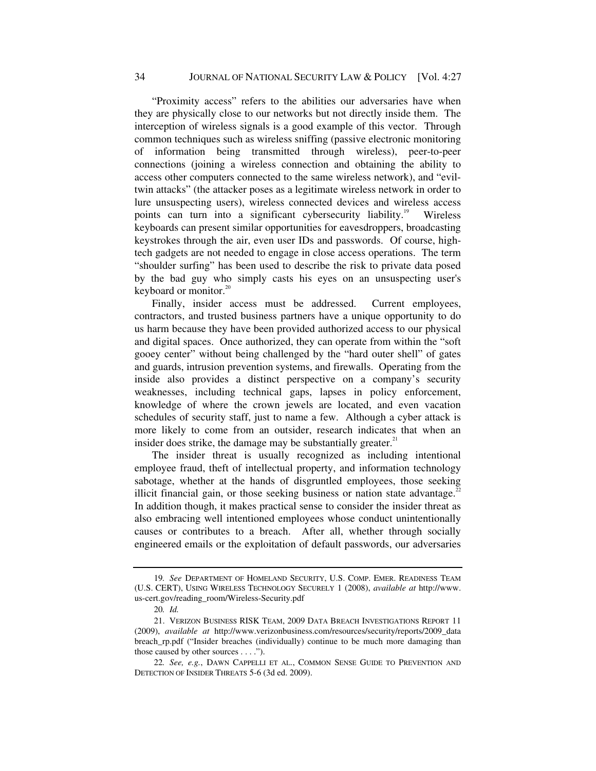"Proximity access" refers to the abilities our adversaries have when they are physically close to our networks but not directly inside them. The interception of wireless signals is a good example of this vector. Through common techniques such as wireless sniffing (passive electronic monitoring of information being transmitted through wireless), peer-to-peer connections (joining a wireless connection and obtaining the ability to access other computers connected to the same wireless network), and "evil-twin attacks" (the attacker poses as a legitimate wireless network in order to lure unsuspecting users), wireless connected devices and wireless access points can turn into a significant cybersecurity liability.[19] Wireless keyboards can present similar opportunities for eavesdroppers, broadcasting keystrokes through the air, even user IDs and passwords. Of course, high-tech gadgets are not needed to engage in close access operations. The term "shoulder surfing" has been used to describe the risk to private data posed by the bad guy who simply casts his eyes on an unsuspecting user's keyboard or monitor.[20]

Finally, insider access must be addressed. Current employees, contractors, and trusted business partners have a unique opportunity to do us harm because they have been provided authorized access to our physical and digital spaces. Once authorized, they can operate from within the "soft gooey center" without being challenged by the "hard outer shell" of gates and guards, intrusion prevention systems, and firewalls. Operating from the inside also provides a distinct perspective on a company's security weaknesses, including technical gaps, lapses in policy enforcement, knowledge of where the crown jewels are located, and even vacation schedules of security staff, just to name a few. Although a cyber attack is more likely to come from an outsider, research indicates that when an insider does strike, the damage may be substantially greater.[21]

The insider threat is usually recognized as including intentional employee fraud, theft of intellectual property, and information technology sabotage, whether at the hands of disgruntled employees, those seeking illicit financial gain, or those seeking business or nation state advantage.[22] In addition though, it makes practical sense to consider the insider threat as also embracing well intentioned employees whose conduct unintentionally causes or contributes to a breach. After all, whether through socially engineered emails or the exploitation of default passwords, our adversaries

---

19. *See* DEPARTMENT OF HOMELAND SECURITY, U.S. COMP. EMER. READINESS TEAM (U.S. CERT), USING WIRELESS TECHNOLOGY SECURELY 1 (2008), *available at* http://www.us-cert.gov/reading_room/Wireless-Security.pdf

20. *Id.*

21. VERIZON BUSINESS RISK TEAM, 2009 DATA BREACH INVESTIGATIONS REPORT 11 (2009), *available at* http://www.verizonbusiness.com/resources/security/reports/2009_databreach_rp.pdf ("Insider breaches (individually) continue to be much more damaging than those caused by other sources . . . .").

22. *See, e.g.*, DAWN CAPPELLI ET AL., COMMON SENSE GUIDE TO PREVENTION AND DETECTION OF INSIDER THREATS 5-6 (3d ed. 2009).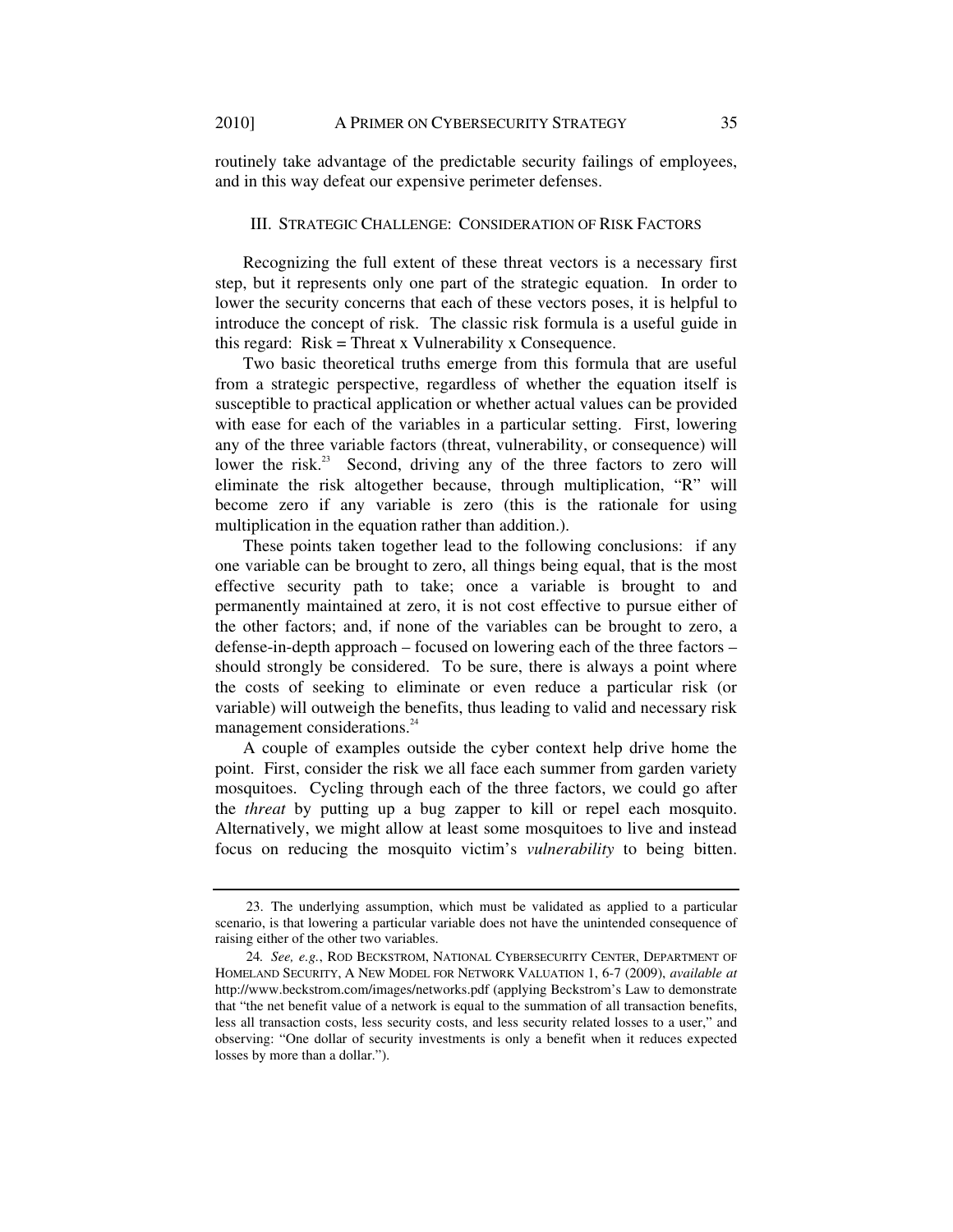routinely take advantage of the predictable security failings of employees, and in this way defeat our expensive perimeter defenses.

## III. STRATEGIC CHALLENGE: CONSIDERATION OF RISK FACTORS

Recognizing the full extent of these threat vectors is a necessary first step, but it represents only one part of the strategic equation. In order to lower the security concerns that each of these vectors poses, it is helpful to introduce the concept of risk. The classic risk formula is a useful guide in this regard: Risk = Threat x Vulnerability x Consequence.

Two basic theoretical truths emerge from this formula that are useful from a strategic perspective, regardless of whether the equation itself is susceptible to practical application or whether actual values can be provided with ease for each of the variables in a particular setting. First, lowering any of the three variable factors (threat, vulnerability, or consequence) will lower the risk.[23] Second, driving any of the three factors to zero will eliminate the risk altogether because, through multiplication, "R" will become zero if any variable is zero (this is the rationale for using multiplication in the equation rather than addition.).

These points taken together lead to the following conclusions: if any one variable can be brought to zero, all things being equal, that is the most effective security path to take; once a variable is brought to and permanently maintained at zero, it is not cost effective to pursue either of the other factors; and, if none of the variables can be brought to zero, a defense-in-depth approach – focused on lowering each of the three factors – should strongly be considered. To be sure, there is always a point where the costs of seeking to eliminate or even reduce a particular risk (or variable) will outweigh the benefits, thus leading to valid and necessary risk management considerations.[24]

A couple of examples outside the cyber context help drive home the point. First, consider the risk we all face each summer from garden variety mosquitoes. Cycling through each of the three factors, we could go after the *threat* by putting up a bug zapper to kill or repel each mosquito. Alternatively, we might allow at least some mosquitoes to live and instead focus on reducing the mosquito victim's *vulnerability* to being bitten.

---

23. The underlying assumption, which must be validated as applied to a particular scenario, is that lowering a particular variable does not have the unintended consequence of raising either of the other two variables.

24. *See, e.g.*, ROD BECKSTROM, NATIONAL CYBERSECURITY CENTER, DEPARTMENT OF HOMELAND SECURITY, A NEW MODEL FOR NETWORK VALUATION 1, 6-7 (2009), *available at* http://www.beckstrom.com/images/networks.pdf (applying Beckstrom's Law to demonstrate that "the net benefit value of a network is equal to the summation of all transaction benefits, less all transaction costs, less security costs, and less security related losses to a user," and observing: "One dollar of security investments is only a benefit when it reduces expected losses by more than a dollar.").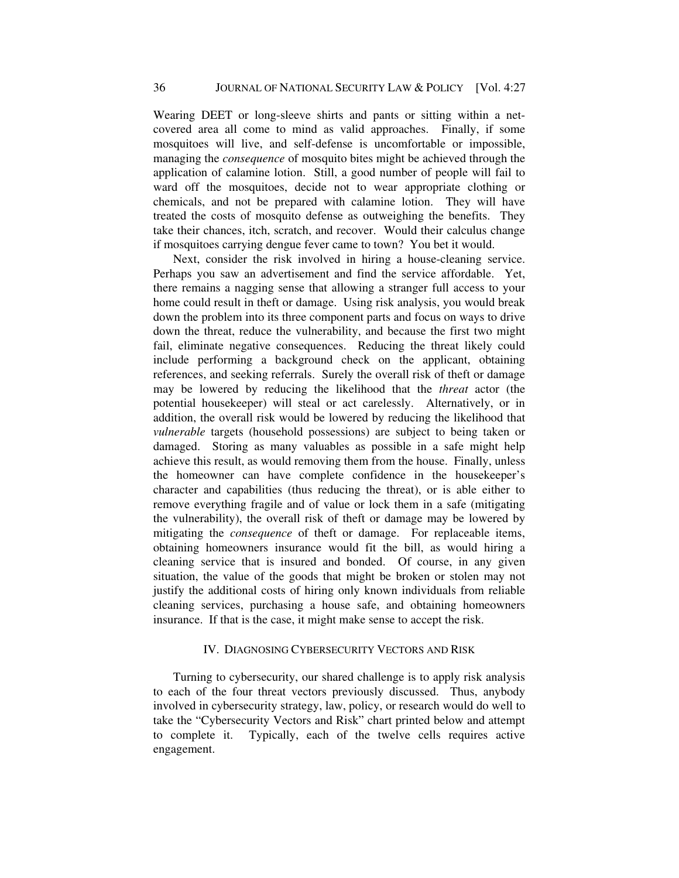Wearing DEET or long-sleeve shirts and pants or sitting within a net-covered area all come to mind as valid approaches. Finally, if some mosquitoes will live, and self-defense is uncomfortable or impossible, managing the *consequence* of mosquito bites might be achieved through the application of calamine lotion. Still, a good number of people will fail to ward off the mosquitoes, decide not to wear appropriate clothing or chemicals, and not be prepared with calamine lotion. They will have treated the costs of mosquito defense as outweighing the benefits. They take their chances, itch, scratch, and recover. Would their calculus change if mosquitoes carrying dengue fever came to town? You bet it would.

Next, consider the risk involved in hiring a house-cleaning service. Perhaps you saw an advertisement and find the service affordable. Yet, there remains a nagging sense that allowing a stranger full access to your home could result in theft or damage. Using risk analysis, you would break down the problem into its three component parts and focus on ways to drive down the threat, reduce the vulnerability, and because the first two might fail, eliminate negative consequences. Reducing the threat likely could include performing a background check on the applicant, obtaining references, and seeking referrals. Surely the overall risk of theft or damage may be lowered by reducing the likelihood that the *threat* actor (the potential housekeeper) will steal or act carelessly. Alternatively, or in addition, the overall risk would be lowered by reducing the likelihood that *vulnerable* targets (household possessions) are subject to being taken or damaged. Storing as many valuables as possible in a safe might help achieve this result, as would removing them from the house. Finally, unless the homeowner can have complete confidence in the housekeeper's character and capabilities (thus reducing the threat), or is able either to remove everything fragile and of value or lock them in a safe (mitigating the vulnerability), the overall risk of theft or damage may be lowered by mitigating the *consequence* of theft or damage. For replaceable items, obtaining homeowners insurance would fit the bill, as would hiring a cleaning service that is insured and bonded. Of course, in any given situation, the value of the goods that might be broken or stolen may not justify the additional costs of hiring only known individuals from reliable cleaning services, purchasing a house safe, and obtaining homeowners insurance. If that is the case, it might make sense to accept the risk.

## IV. Diagnosing Cybersecurity Vectors and Risk

Turning to cybersecurity, our shared challenge is to apply risk analysis to each of the four threat vectors previously discussed. Thus, anybody involved in cybersecurity strategy, law, policy, or research would do well to take the "Cybersecurity Vectors and Risk" chart printed below and attempt to complete it. Typically, each of the twelve cells requires active engagement.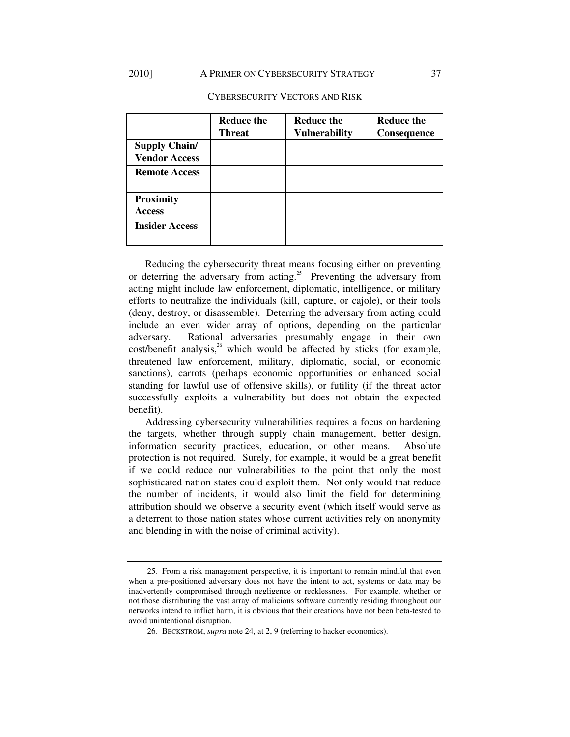CYBERSECURITY VECTORS AND RISK

| | **Reduce the Threat** | **Reduce the Vulnerability** | **Reduce the Consequence** |
|---|---|---|---|
| **Supply Chain/ Vendor Access** | | | |
| **Remote Access** | | | |
| **Proximity Access** | | | |
| **Insider Access** | | | |

Reducing the cybersecurity threat means focusing either on preventing or deterring the adversary from acting.[25] Preventing the adversary from acting might include law enforcement, diplomatic, intelligence, or military efforts to neutralize the individuals (kill, capture, or cajole), or their tools (deny, destroy, or disassemble). Deterring the adversary from acting could include an even wider array of options, depending on the particular adversary. Rational adversaries presumably engage in their own cost/benefit analysis,[26] which would be affected by sticks (for example, threatened law enforcement, military, diplomatic, social, or economic sanctions), carrots (perhaps economic opportunities or enhanced social standing for lawful use of offensive skills), or futility (if the threat actor successfully exploits a vulnerability but does not obtain the expected benefit).

Addressing cybersecurity vulnerabilities requires a focus on hardening the targets, whether through supply chain management, better design, information security practices, education, or other means. Absolute protection is not required. Surely, for example, it would be a great benefit if we could reduce our vulnerabilities to the point that only the most sophisticated nation states could exploit them. Not only would that reduce the number of incidents, it would also limit the field for determining attribution should we observe a security event (which itself would serve as a deterrent to those nation states whose current activities rely on anonymity and blending in with the noise of criminal activity).

---

25. From a risk management perspective, it is important to remain mindful that even when a pre-positioned adversary does not have the intent to act, systems or data may be inadvertently compromised through negligence or recklessness. For example, whether or not those distributing the vast array of malicious software currently residing throughout our networks intend to inflict harm, it is obvious that their creations have not been beta-tested to avoid unintentional disruption.

26. BECKSTROM, *supra* note 24, at 2, 9 (referring to hacker economics).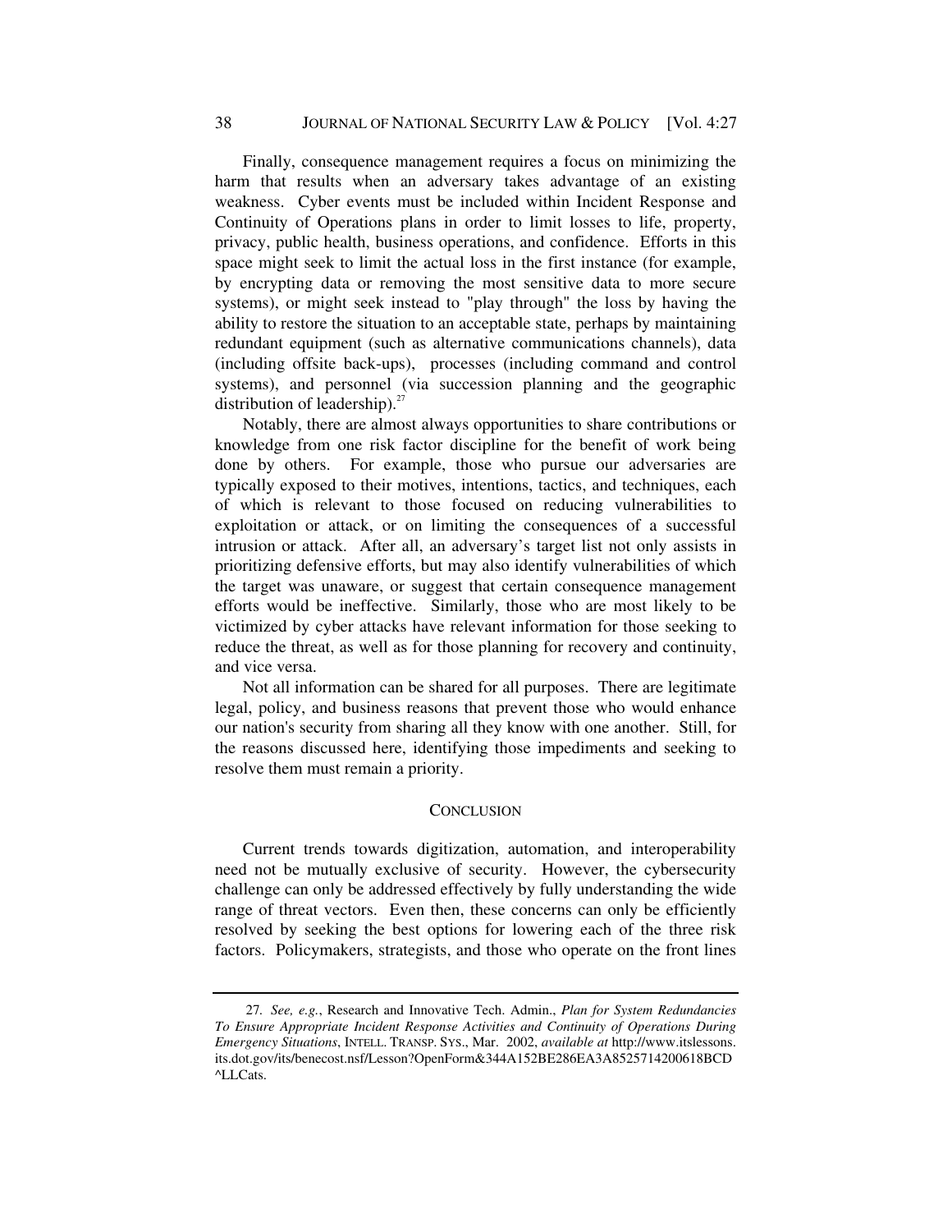Finally, consequence management requires a focus on minimizing the harm that results when an adversary takes advantage of an existing weakness. Cyber events must be included within Incident Response and Continuity of Operations plans in order to limit losses to life, property, privacy, public health, business operations, and confidence. Efforts in this space might seek to limit the actual loss in the first instance (for example, by encrypting data or removing the most sensitive data to more secure systems), or might seek instead to "play through" the loss by having the ability to restore the situation to an acceptable state, perhaps by maintaining redundant equipment (such as alternative communications channels), data (including offsite back-ups), processes (including command and control systems), and personnel (via succession planning and the geographic distribution of leadership).[27]

Notably, there are almost always opportunities to share contributions or knowledge from one risk factor discipline for the benefit of work being done by others. For example, those who pursue our adversaries are typically exposed to their motives, intentions, tactics, and techniques, each of which is relevant to those focused on reducing vulnerabilities to exploitation or attack, or on limiting the consequences of a successful intrusion or attack. After all, an adversary's target list not only assists in prioritizing defensive efforts, but may also identify vulnerabilities of which the target was unaware, or suggest that certain consequence management efforts would be ineffective. Similarly, those who are most likely to be victimized by cyber attacks have relevant information for those seeking to reduce the threat, as well as for those planning for recovery and continuity, and vice versa.

Not all information can be shared for all purposes. There are legitimate legal, policy, and business reasons that prevent those who would enhance our nation's security from sharing all they know with one another. Still, for the reasons discussed here, identifying those impediments and seeking to resolve them must remain a priority.

## CONCLUSION

Current trends towards digitization, automation, and interoperability need not be mutually exclusive of security. However, the cybersecurity challenge can only be addressed effectively by fully understanding the wide range of threat vectors. Even then, these concerns can only be efficiently resolved by seeking the best options for lowering each of the three risk factors. Policymakers, strategists, and those who operate on the front lines

---

27. *See, e.g.*, Research and Innovative Tech. Admin., *Plan for System Redundancies To Ensure Appropriate Incident Response Activities and Continuity of Operations During Emergency Situations*, INTELL. TRANSP. SYS., Mar. 2002, *available at* http://www.itslessons.its.dot.gov/its/benecost.nsf/Lesson?OpenForm&344A152BE286EA3A8525714200618BCD^LLCats.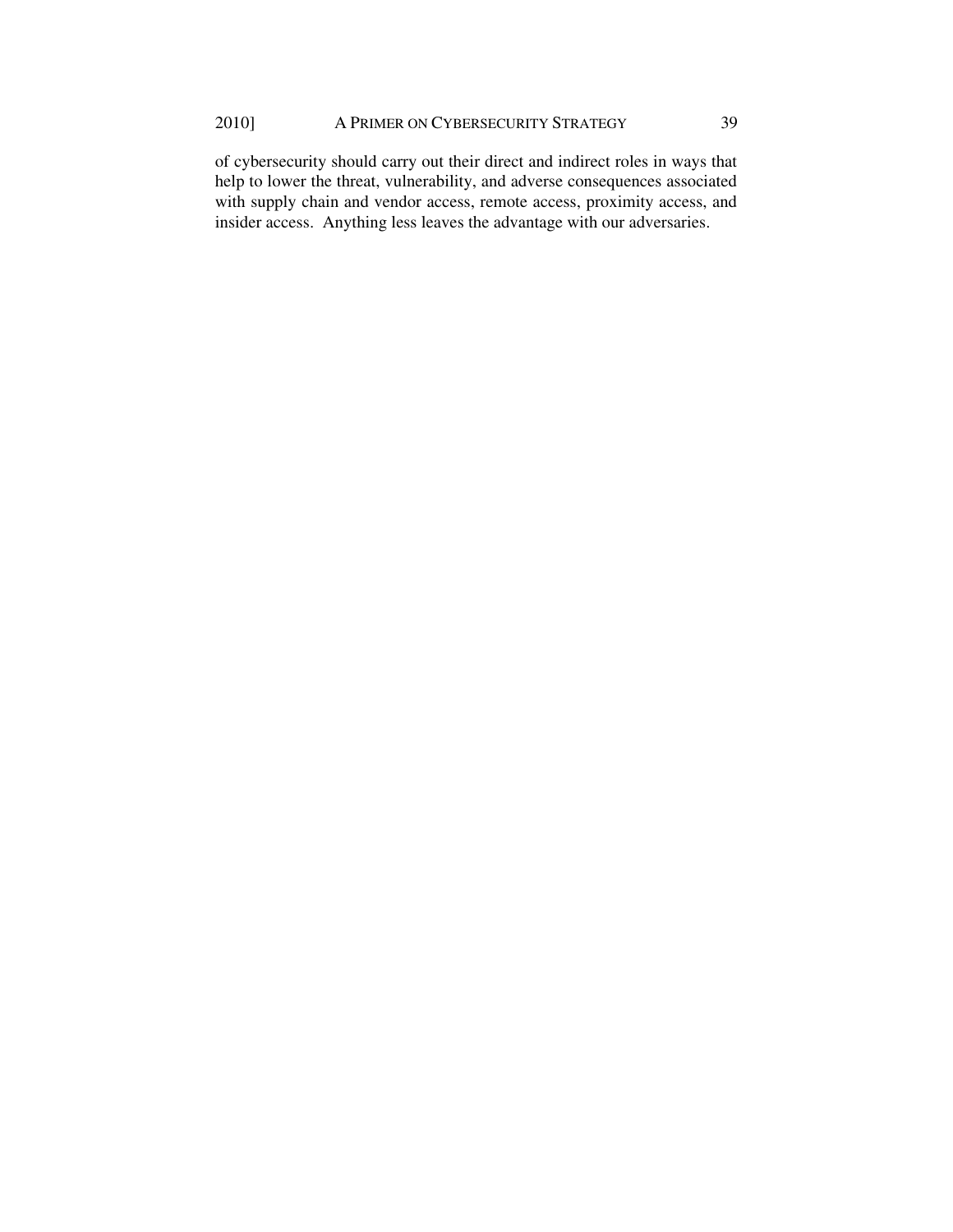of cybersecurity should carry out their direct and indirect roles in ways that help to lower the threat, vulnerability, and adverse consequences associated with supply chain and vendor access, remote access, proximity access, and insider access. Anything less leaves the advantage with our adversaries.